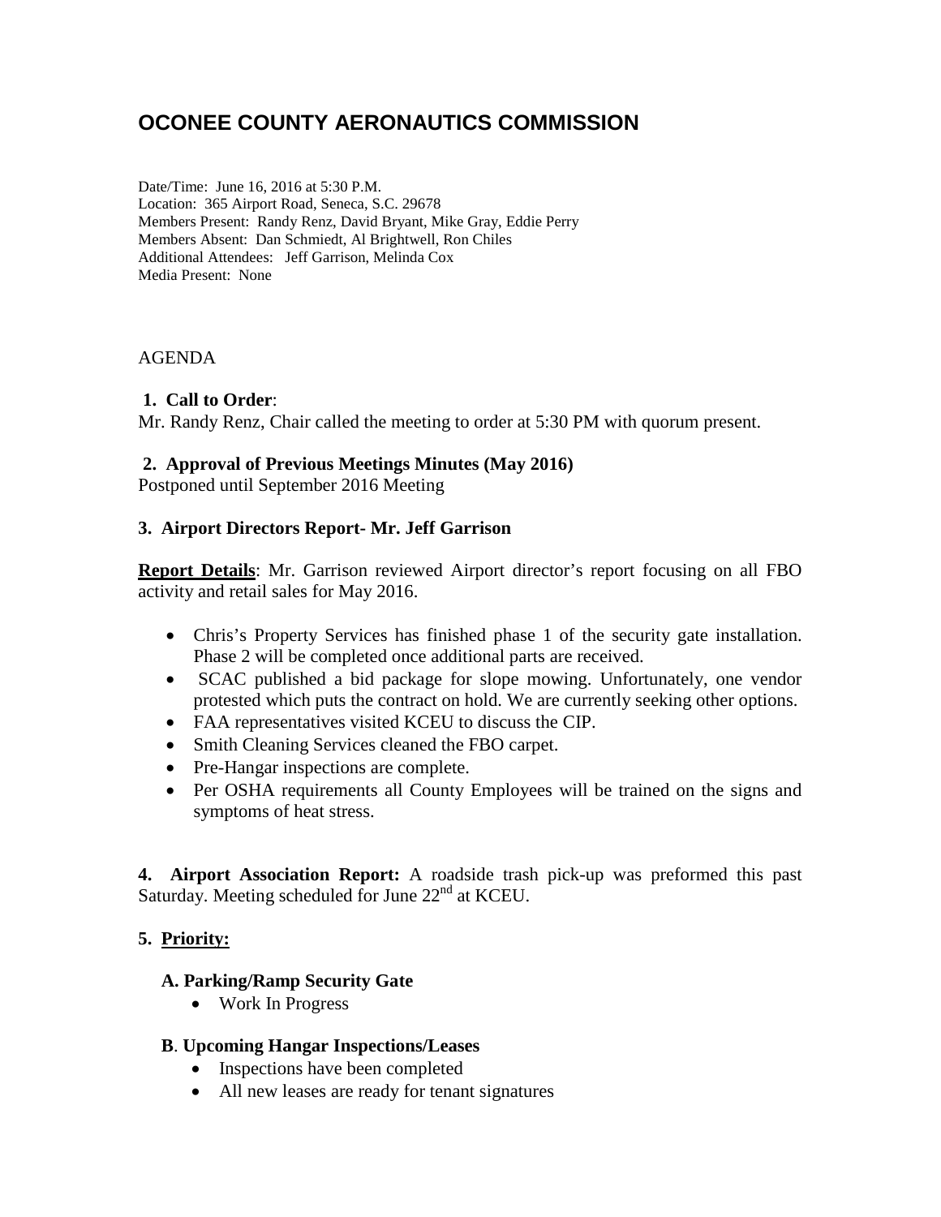# OCONEE COUNTY AERONAUTICS COMMISSION

Date/Time: June 16, 2016 at 5:30 P.M.
Location: 365 Airport Road, Seneca, S.C. 29678
Members Present: Randy Renz, David Bryant, Mike Gray, Eddie Perry
Members Absent: Dan Schmiedt, Al Brightwell, Ron Chiles
Additional Attendees: Jeff Garrison, Melinda Cox
Media Present: None

AGENDA

**1. Call to Order**:
Mr. Randy Renz, Chair called the meeting to order at 5:30 PM with quorum present.

**2. Approval of Previous Meetings Minutes (May 2016)**
Postponed until September 2016 Meeting

**3. Airport Directors Report- Mr. Jeff Garrison**

**Report Details**: Mr. Garrison reviewed Airport director's report focusing on all FBO activity and retail sales for May 2016.

- Chris's Property Services has finished phase 1 of the security gate installation. Phase 2 will be completed once additional parts are received.
- SCAC published a bid package for slope mowing. Unfortunately, one vendor protested which puts the contract on hold. We are currently seeking other options.
- FAA representatives visited KCEU to discuss the CIP.
- Smith Cleaning Services cleaned the FBO carpet.
- Pre-Hangar inspections are complete.
- Per OSHA requirements all County Employees will be trained on the signs and symptoms of heat stress.

**4. Airport Association Report:** A roadside trash pick-up was preformed this past Saturday. Meeting scheduled for June 22nd at KCEU.

**5. Priority:**

**A. Parking/Ramp Security Gate**

- Work In Progress

**B**. **Upcoming Hangar Inspections/Leases**

- Inspections have been completed
- All new leases are ready for tenant signatures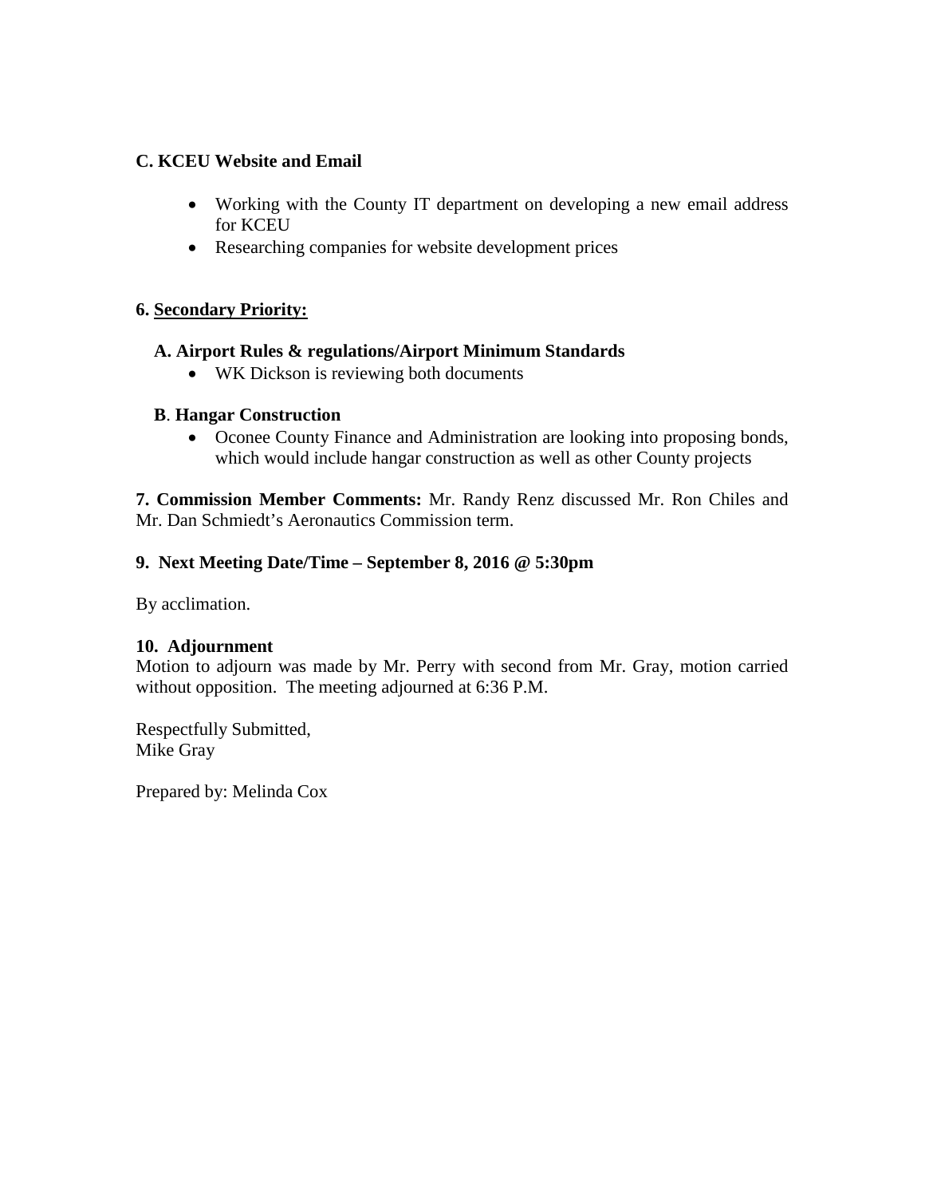**C. KCEU Website and Email**

- Working with the County IT department on developing a new email address for KCEU
- Researching companies for website development prices

**6. <u>Secondary Priority:</u>**

**A. Airport Rules & regulations/Airport Minimum Standards**

- WK Dickson is reviewing both documents

**B**. **Hangar Construction**

- Oconee County Finance and Administration are looking into proposing bonds, which would include hangar construction as well as other County projects

**7. Commission Member Comments:** Mr. Randy Renz discussed Mr. Ron Chiles and Mr. Dan Schmiedt's Aeronautics Commission term.

**9. Next Meeting Date/Time – September 8, 2016 @ 5:30pm**

By acclimation.

**10. Adjournment**

Motion to adjourn was made by Mr. Perry with second from Mr. Gray, motion carried without opposition. The meeting adjourned at 6:36 P.M.

Respectfully Submitted,
Mike Gray

Prepared by: Melinda Cox